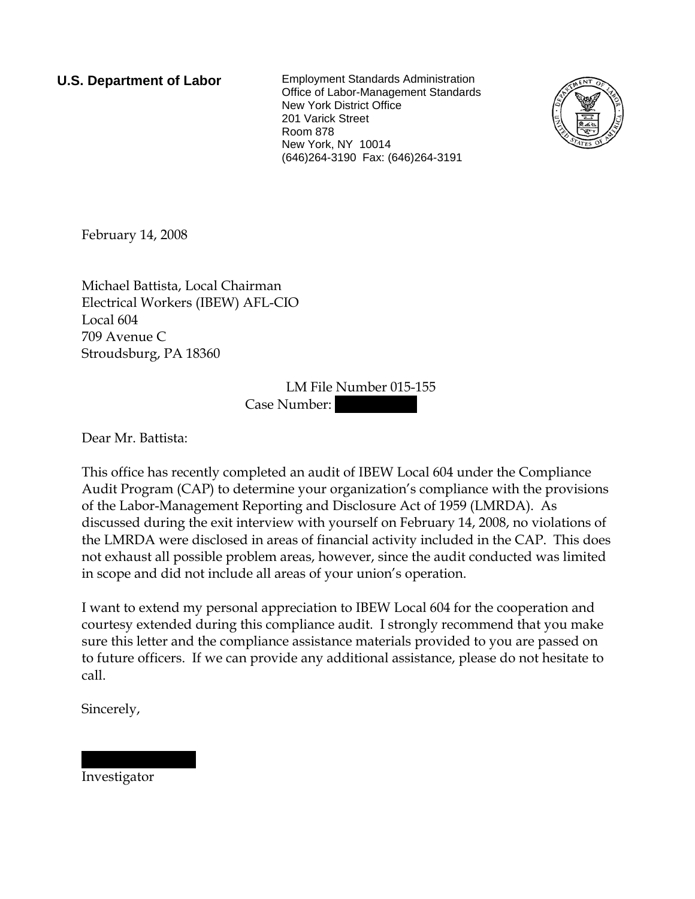**U.S. Department of Labor**

Employment Standards Administration
Office of Labor-Management Standards
New York District Office
201 Varick Street
Room 878
New York, NY 10014
(646)264-3190 Fax: (646)264-3191

February 14, 2008

Michael Battista, Local Chairman
Electrical Workers (IBEW) AFL-CIO
Local 604
709 Avenue C
Stroudsburg, PA 18360

LM File Number 015-155
Case Number: [REDACTED]

Dear Mr. Battista:

This office has recently completed an audit of IBEW Local 604 under the Compliance Audit Program (CAP) to determine your organization's compliance with the provisions of the Labor-Management Reporting and Disclosure Act of 1959 (LMRDA). As discussed during the exit interview with yourself on February 14, 2008, no violations of the LMRDA were disclosed in areas of financial activity included in the CAP. This does not exhaust all possible problem areas, however, since the audit conducted was limited in scope and did not include all areas of your union's operation.

I want to extend my personal appreciation to IBEW Local 604 for the cooperation and courtesy extended during this compliance audit. I strongly recommend that you make sure this letter and the compliance assistance materials provided to you are passed on to future officers. If we can provide any additional assistance, please do not hesitate to call.

Sincerely,

[REDACTED]
Investigator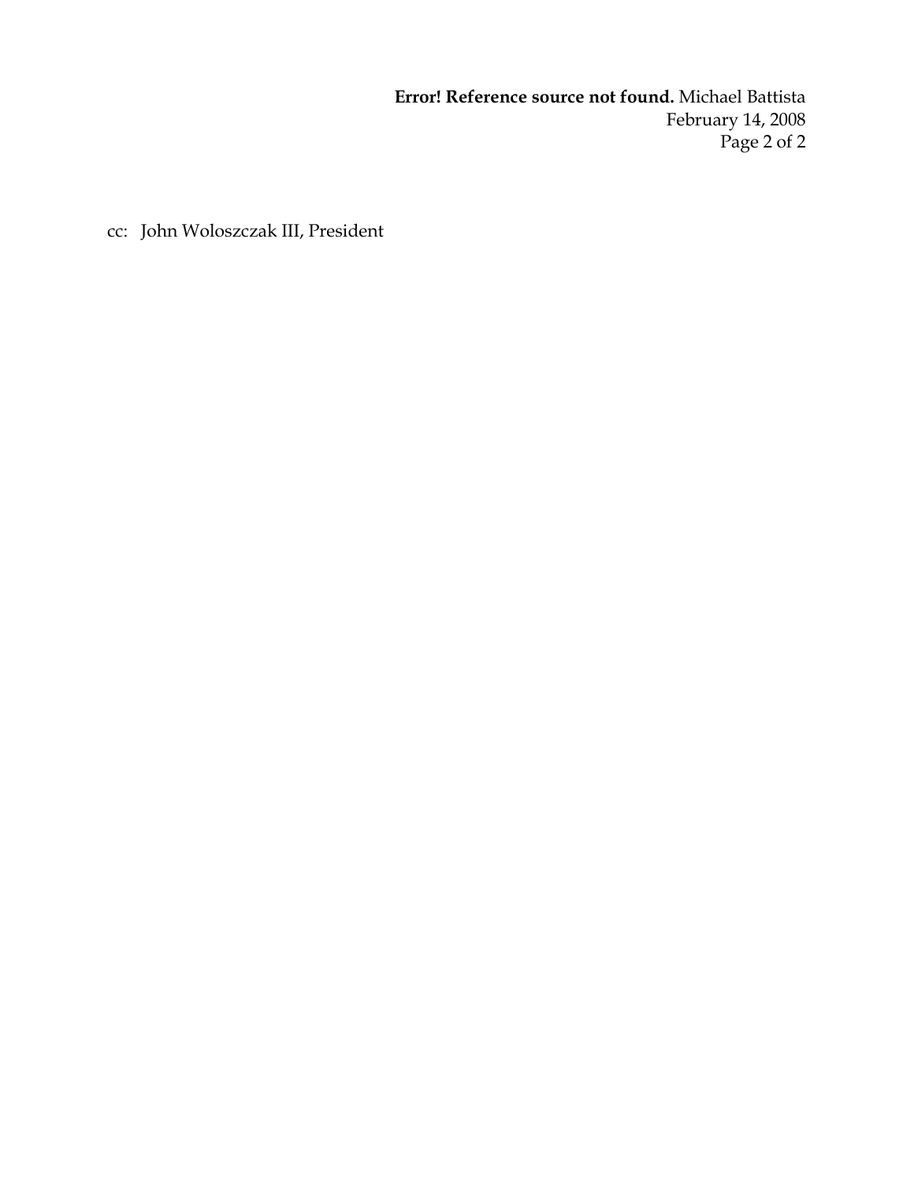cc: John Woloszczak III, President